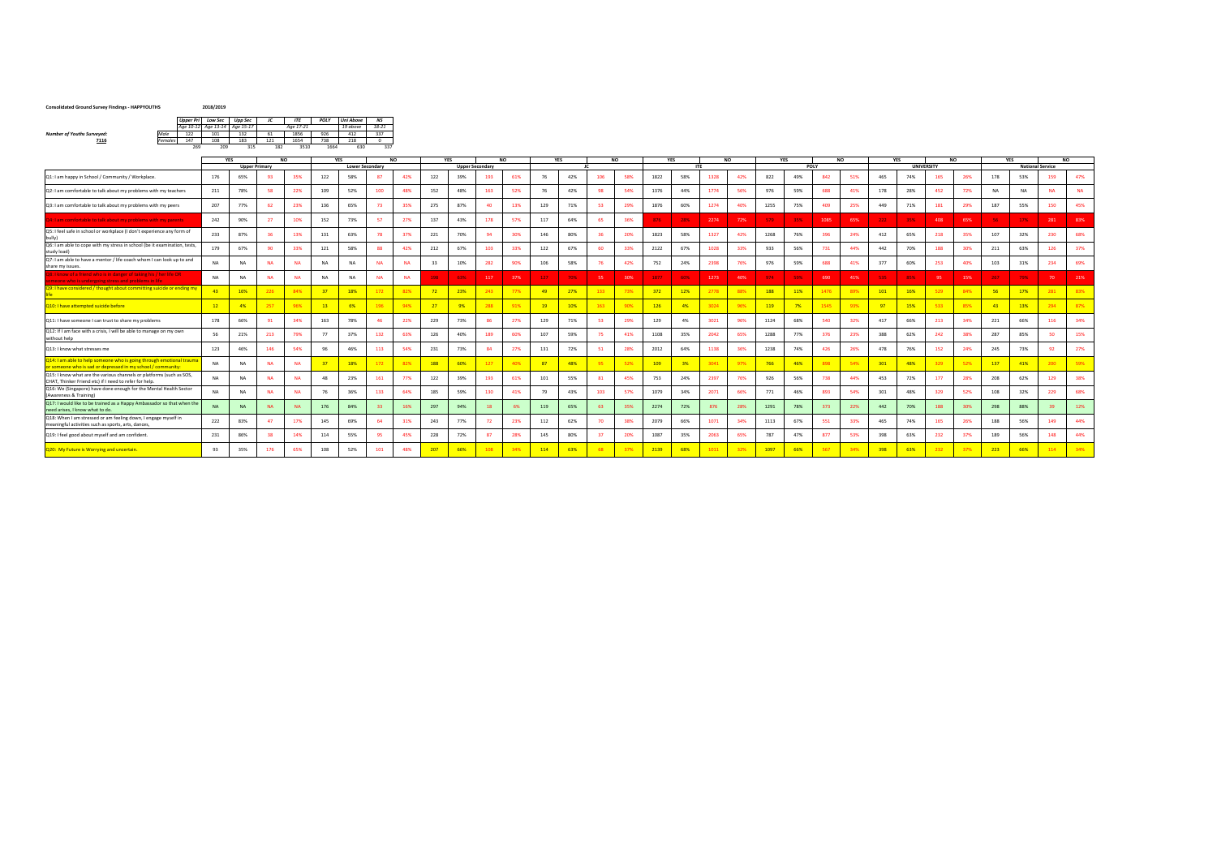**Consolidated Ground Survey Findings - HAPPYOUTHS** 2018/2019

| | | Upper Pri | Low Sec | Upp Sec | JC | ITE | POLY | Uni Above | NS |
|---|---|---|---|---|---|---|---|---|---|
| | | Age 10-12 | Age 13-14 | Age 15-17 | | Age 17-21 | | 19 above | 18-21 |
| Number of Youths Surveyed: | Male | 122 | 101 | 132 | 61 | 1856 | 926 | 412 | 337 |
| 7116 | Females | 147 | 108 | 183 | 121 | 1654 | 738 | 218 | 0 |
| | | 269 | 209 | 315 | 182 | 3510 | 1664 | 630 | 337 |

| | YES | | NO | | YES | | NO | | YES | | NO | | YES | | NO | | YES | | NO | | YES | | NO | | YES | | NO | | YES | | NO | |
|---|---|---|---|---|---|---|---|---|---|---|---|---|---|---|---|---|---|---|---|---|---|---|---|---|---|---|---|---|---|---|---|---|
| | Upper Primary | | | | Lower Secondary | | | | Upper Secondary | | | | JC | | | | ITE | | | | POLY | | | | UNIVERSITY | | | | National Service | | | |
| Q1: I am happy in School / Community / Workplace. | 176 | 65% | 93 | 35% | 122 | 58% | 87 | 42% | 122 | 39% | 193 | 61% | 76 | 42% | 106 | 58% | 1822 | 58% | 1328 | 42% | 822 | 49% | 842 | 51% | 465 | 74% | 165 | 26% | 178 | 53% | 159 | 47% |
| Q2: I am comfortable to talk about my problems with my teachers | 211 | 78% | 58 | 22% | 109 | 52% | 100 | 48% | 152 | 48% | 163 | 52% | 76 | 42% | 98 | 54% | 1376 | 44% | 1774 | 56% | 976 | 59% | 688 | 41% | 178 | 28% | 452 | 72% | NA | NA | NA | NA |
| Q3: I am comfortable to talk about my problems with my peers | 207 | 77% | 62 | 23% | 136 | 65% | 73 | 35% | 275 | 87% | 40 | 13% | 129 | 71% | 53 | 29% | 1876 | 60% | 1274 | 40% | 1255 | 75% | 409 | 25% | 449 | 71% | 181 | 29% | 187 | 55% | 150 | 45% |
| Q4: I am comfortable to talk about my problems with my parents | 242 | 90% | 27 | 10% | 152 | 73% | 57 | 27% | 137 | 43% | 178 | 57% | 117 | 64% | 65 | 36% | 876 | 28% | 2274 | 72% | 579 | 35% | 1085 | 65% | 222 | 35% | 408 | 65% | 56 | 17% | 281 | 83% |
| Q5: I feel safe in school or workplace (I don't experience any form of bully) | 233 | 87% | 36 | 13% | 131 | 63% | 78 | 37% | 221 | 70% | 94 | 30% | 146 | 80% | 36 | 20% | 1823 | 58% | 1327 | 42% | 1268 | 76% | 396 | 24% | 412 | 65% | 218 | 35% | 107 | 32% | 230 | 68% |
| Q6: I am able to cope with my stress in school (be it examination, tests, study load) | 179 | 67% | 90 | 33% | 121 | 58% | 88 | 42% | 212 | 67% | 103 | 33% | 122 | 67% | 60 | 33% | 2122 | 67% | 1028 | 33% | 933 | 56% | 731 | 44% | 442 | 70% | 188 | 30% | 211 | 63% | 126 | 37% |
| Q7: I am able to have a mentor / life coach whom I can look up to and share my issues. | NA | NA | NA | NA | NA | NA | NA | NA | 33 | 10% | 282 | 90% | 106 | 58% | 76 | 42% | 752 | 24% | 2398 | 76% | 976 | 59% | 688 | 41% | 377 | 60% | 253 | 40% | 103 | 31% | 234 | 69% |
| Q8: I know of a friend who is in danger of taking his / her life OR someone who is undergoing stress and problems in life. | NA | NA | NA | NA | NA | NA | NA | NA | 198 | 63% | 117 | 37% | 127 | 70% | 55 | 30% | 1877 | 60% | 1273 | 40% | 974 | 59% | 690 | 41% | 535 | 85% | 95 | 15% | 267 | 79% | 70 | 21% |
| Q9: I have considered / thought about committing suicide or ending my life | 43 | 16% | 226 | 84% | 37 | 18% | 172 | 82% | 72 | 23% | 243 | 77% | 49 | 27% | 133 | 73% | 372 | 12% | 2778 | 88% | 188 | 11% | 1476 | 89% | 101 | 16% | 529 | 84% | 56 | 17% | 281 | 83% |
| Q10: I have attempted suicide before | 12 | 4% | 257 | 96% | 13 | 6% | 196 | 94% | 27 | 9% | 288 | 91% | 19 | 10% | 163 | 90% | 126 | 4% | 3024 | 96% | 119 | 7% | 1545 | 93% | 97 | 15% | 533 | 85% | 43 | 13% | 294 | 87% |
| Q11: I have someone I can trust to share my problems | 178 | 66% | 91 | 34% | 163 | 78% | 46 | 22% | 229 | 73% | 86 | 27% | 129 | 71% | 53 | 29% | 129 | 4% | 3021 | 96% | 1124 | 68% | 540 | 32% | 417 | 66% | 213 | 34% | 221 | 66% | 116 | 34% |
| Q12: If I am face with a crisis, I will be able to manage on my own without help | 56 | 21% | 213 | 79% | 77 | 37% | 132 | 63% | 126 | 40% | 189 | 60% | 107 | 59% | 75 | 41% | 1108 | 35% | 2042 | 65% | 1288 | 77% | 376 | 23% | 388 | 62% | 242 | 38% | 287 | 85% | 50 | 15% |
| Q13: I know what stresses me | 123 | 46% | 146 | 54% | 96 | 46% | 113 | 54% | 231 | 73% | 84 | 27% | 131 | 72% | 51 | 28% | 2012 | 64% | 1138 | 36% | 1238 | 74% | 426 | 26% | 478 | 76% | 152 | 24% | 245 | 73% | 92 | 27% |
| Q14: I am able to help someone who is going through emotional trauma or someone who is sad or depressed in my school / community: | NA | NA | NA | NA | 37 | 18% | 172 | 82% | 188 | 60% | 127 | 40% | 87 | 48% | 95 | 52% | 109 | 3% | 3041 | 97% | 766 | 46% | 898 | 54% | 301 | 48% | 329 | 52% | 137 | 41% | 200 | 59% |
| Q15: I know what are the various channels or platforms (such as SOS, CHAT, Thinker Friend etc) if I need to refer for help. | NA | NA | NA | NA | 48 | 23% | 161 | 77% | 122 | 39% | 193 | 61% | 101 | 55% | 81 | 45% | 753 | 24% | 2397 | 76% | 926 | 56% | 738 | 44% | 453 | 72% | 177 | 28% | 208 | 62% | 129 | 38% |
| Q16: We (Singapore) have done enough for the Mental Health Sector (Awareness & Training) | NA | NA | NA | NA | 76 | 36% | 133 | 64% | 185 | 59% | 130 | 41% | 79 | 43% | 103 | 57% | 1079 | 34% | 2071 | 66% | 771 | 46% | 893 | 54% | 301 | 48% | 329 | 52% | 108 | 32% | 229 | 68% |
| Q17: I would like to be trained as a Happy Ambassador so that when the need arises, I know what to do. | NA | NA | NA | NA | 176 | 84% | 33 | 16% | 297 | 94% | 18 | 6% | 119 | 65% | 63 | 35% | 2274 | 72% | 876 | 28% | 1291 | 78% | 373 | 22% | 442 | 70% | 188 | 30% | 298 | 88% | 39 | 12% |
| Q18: When I am stressed or am feeling down, I engage myself in meaningful activities such as sports, arts, dances, | 222 | 83% | 47 | 17% | 145 | 69% | 64 | 31% | 243 | 77% | 72 | 23% | 112 | 62% | 70 | 38% | 2079 | 66% | 1071 | 34% | 1113 | 67% | 551 | 33% | 465 | 74% | 165 | 26% | 188 | 56% | 149 | 44% |
| Q19: I feel good about myself and am confident. | 231 | 86% | 38 | 14% | 114 | 55% | 95 | 45% | 228 | 72% | 87 | 28% | 145 | 80% | 37 | 20% | 1087 | 35% | 2063 | 65% | 787 | 47% | 877 | 53% | 398 | 63% | 232 | 37% | 189 | 56% | 148 | 44% |
| Q20: My Future is Worrying and uncertain. | 93 | 35% | 176 | 65% | 108 | 52% | 101 | 48% | 207 | 66% | 108 | 34% | 114 | 63% | 68 | 37% | 2139 | 68% | 1011 | 32% | 1097 | 66% | 567 | 34% | 398 | 63% | 232 | 37% | 223 | 66% | 114 | 34% |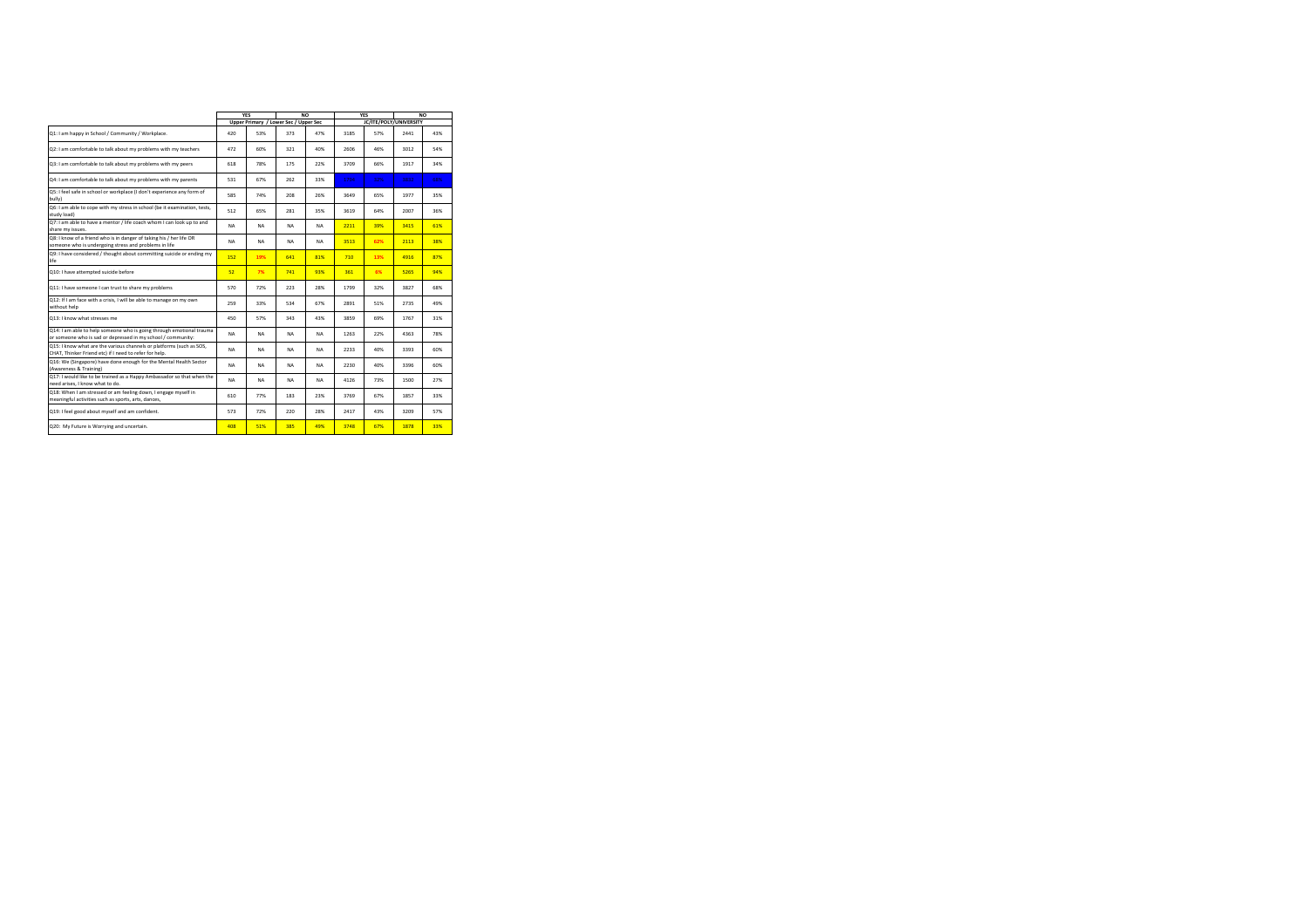| | YES | | NO | | YES | | NO | |
|---|---|---|---|---|---|---|---|---|
| | Upper Primary / Lower Sec / Upper Sec | | | | JC/ITE/POLY/UNIVERSITY | | | |
| Q1: I am happy in School / Community / Workplace. | 420 | 53% | 373 | 47% | 3185 | 57% | 2441 | 43% |
| Q2: I am comfortable to talk about my problems with my teachers | 472 | 60% | 321 | 40% | 2606 | 46% | 3012 | 54% |
| Q3: I am comfortable to talk about my problems with my peers | 618 | 78% | 175 | 22% | 3709 | 66% | 1917 | 34% |
| Q4: I am comfortable to talk about my problems with my parents | 531 | 67% | 262 | 33% | | | | |
| Q5: I feel safe in school or workplace (I don't experience any form of bully) | 585 | 74% | 208 | 26% | 3649 | 65% | 1977 | 35% |
| Q6: I am able to cope with my stress in school (be it examination, tests, study load) | 512 | 65% | 281 | 35% | 3619 | 64% | 2007 | 36% |
| Q7: I am able to have a mentor / life coach whom I can look up to and share my issues. | NA | NA | NA | NA | 2211 | 39% | 3415 | 61% |
| Q8: I know of a friend who is in danger of taking his / her life OR someone who is undergoing stress and problems in life | NA | NA | NA | NA | 3513 | 62% | 2113 | 38% |
| Q9: I have considered / thought about committing suicide or ending my life | 152 | 19% | 641 | 81% | 710 | 13% | 4916 | 87% |
| Q10: I have attempted suicide before | 52 | 7% | 741 | 93% | 361 | 6% | 5265 | 94% |
| Q11: I have someone I can trust to share my problems | 570 | 72% | 223 | 28% | 1799 | 32% | 3827 | 68% |
| Q12: If I am face with a crisis, I will be able to manage on my own without help | 259 | 33% | 534 | 67% | 2891 | 51% | 2735 | 49% |
| Q13: I know what stresses me | 450 | 57% | 343 | 43% | 3859 | 69% | 1767 | 31% |
| Q14: I am able to help someone who is going through emotional trauma or someone who is sad or depressed in my school / community: | NA | NA | NA | NA | 1263 | 22% | 4363 | 78% |
| Q15: I know what are the various channels or platforms (such as SOS, CHAT, Thinker Friend etc) if I need to refer for help. | NA | NA | NA | NA | 2233 | 40% | 3393 | 60% |
| Q16: We (Singapore) have done enough for the Mental Health Sector (Awareness & Training) | NA | NA | NA | NA | 2230 | 40% | 3396 | 60% |
| Q17: I would like to be trained as a Happy Ambassador so that when the need arises, I know what to do. | NA | NA | NA | NA | 4126 | 73% | 1500 | 27% |
| Q18: When I am stressed or am feeling down, I engage myself in meaningful activities such as sports, arts, dances, | 610 | 77% | 183 | 23% | 3769 | 67% | 1857 | 33% |
| Q19: I feel good about myself and am confident. | 573 | 72% | 220 | 28% | 2417 | 43% | 3209 | 57% |
| Q20: My Future is Worrying and uncertain. | 408 | 51% | 385 | 49% | 3748 | 67% | 1878 | 33% |